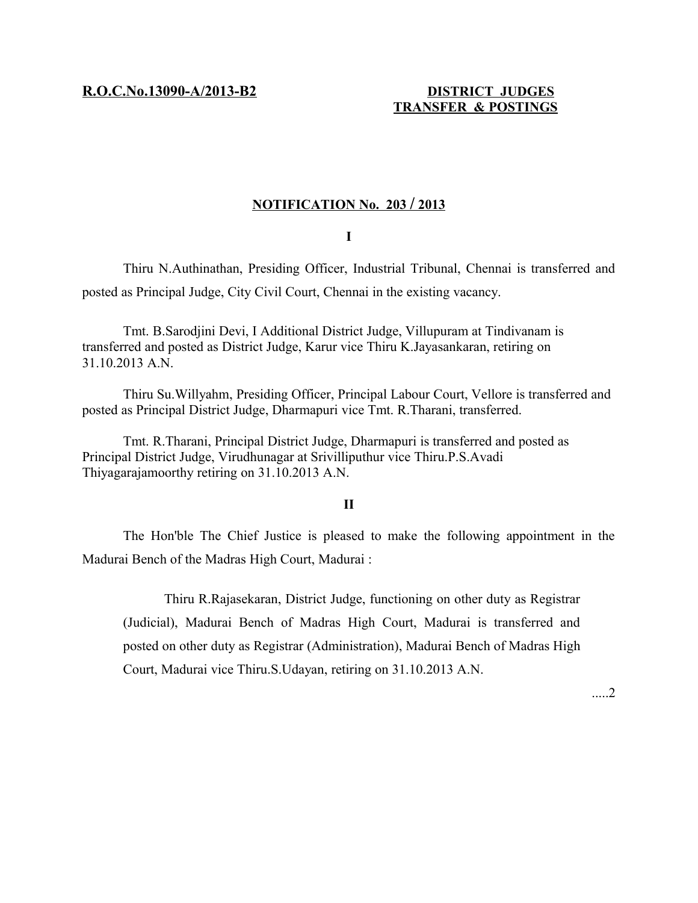**R.O.C.No.13090-A/2013-B2** **DISTRICT JUDGES TRANSFER & POSTINGS**

## NOTIFICATION No. 203 / 2013

**I**

Thiru N.Authinathan, Presiding Officer, Industrial Tribunal, Chennai is transferred and posted as Principal Judge, City Civil Court, Chennai in the existing vacancy.

Tmt. B.Sarodjini Devi, I Additional District Judge, Villupuram at Tindivanam is transferred and posted as District Judge, Karur vice Thiru K.Jayasankaran, retiring on 31.10.2013 A.N.

Thiru Su.Willyahm, Presiding Officer, Principal Labour Court, Vellore is transferred and posted as Principal District Judge, Dharmapuri vice Tmt. R.Tharani, transferred.

Tmt. R.Tharani, Principal District Judge, Dharmapuri is transferred and posted as Principal District Judge, Virudhunagar at Srivilliputhur vice Thiru.P.S.Avadi Thiyagarajamoorthy retiring on 31.10.2013 A.N.

**II**

The Hon'ble The Chief Justice is pleased to make the following appointment in the Madurai Bench of the Madras High Court, Madurai :

> Thiru R.Rajasekaran, District Judge, functioning on other duty as Registrar (Judicial), Madurai Bench of Madras High Court, Madurai is transferred and posted on other duty as Registrar (Administration), Madurai Bench of Madras High Court, Madurai vice Thiru.S.Udayan, retiring on 31.10.2013 A.N.

.....2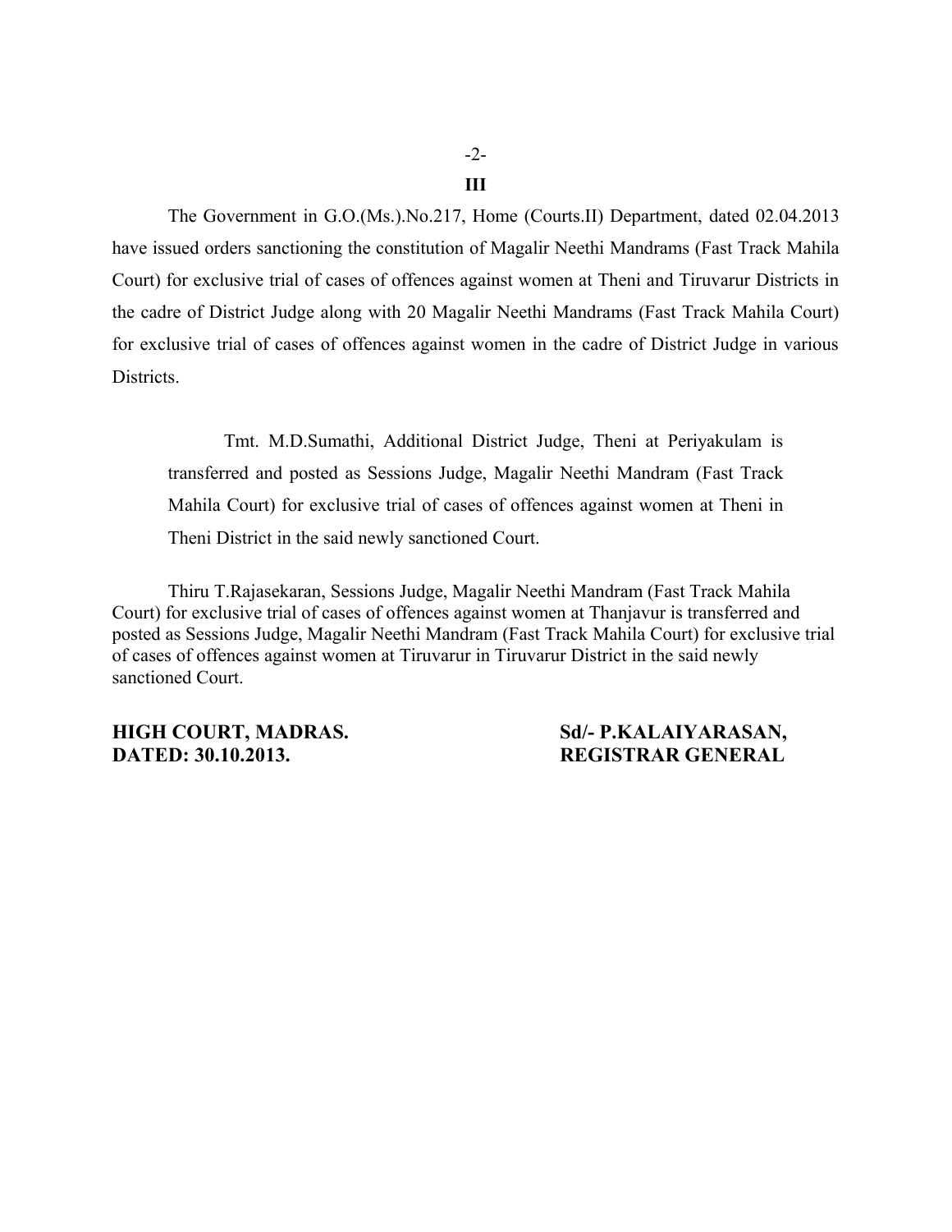**III**

The Government in G.O.(Ms.).No.217, Home (Courts.II) Department, dated 02.04.2013 have issued orders sanctioning the constitution of Magalir Neethi Mandrams (Fast Track Mahila Court) for exclusive trial of cases of offences against women at Theni and Tiruvarur Districts in the cadre of District Judge along with 20 Magalir Neethi Mandrams (Fast Track Mahila Court) for exclusive trial of cases of offences against women in the cadre of District Judge in various Districts.

Tmt. M.D.Sumathi, Additional District Judge, Theni at Periyakulam is transferred and posted as Sessions Judge, Magalir Neethi Mandram (Fast Track Mahila Court) for exclusive trial of cases of offences against women at Theni in Theni District in the said newly sanctioned Court.

Thiru T.Rajasekaran, Sessions Judge, Magalir Neethi Mandram (Fast Track Mahila Court) for exclusive trial of cases of offences against women at Thanjavur is transferred and posted as Sessions Judge, Magalir Neethi Mandram (Fast Track Mahila Court) for exclusive trial of cases of offences against women at Tiruvarur in Tiruvarur District in the said newly sanctioned Court.

**HIGH COURT, MADRAS.**
**DATED: 30.10.2013.**

**Sd/- P.KALAIYARASAN,**
**REGISTRAR GENERAL**